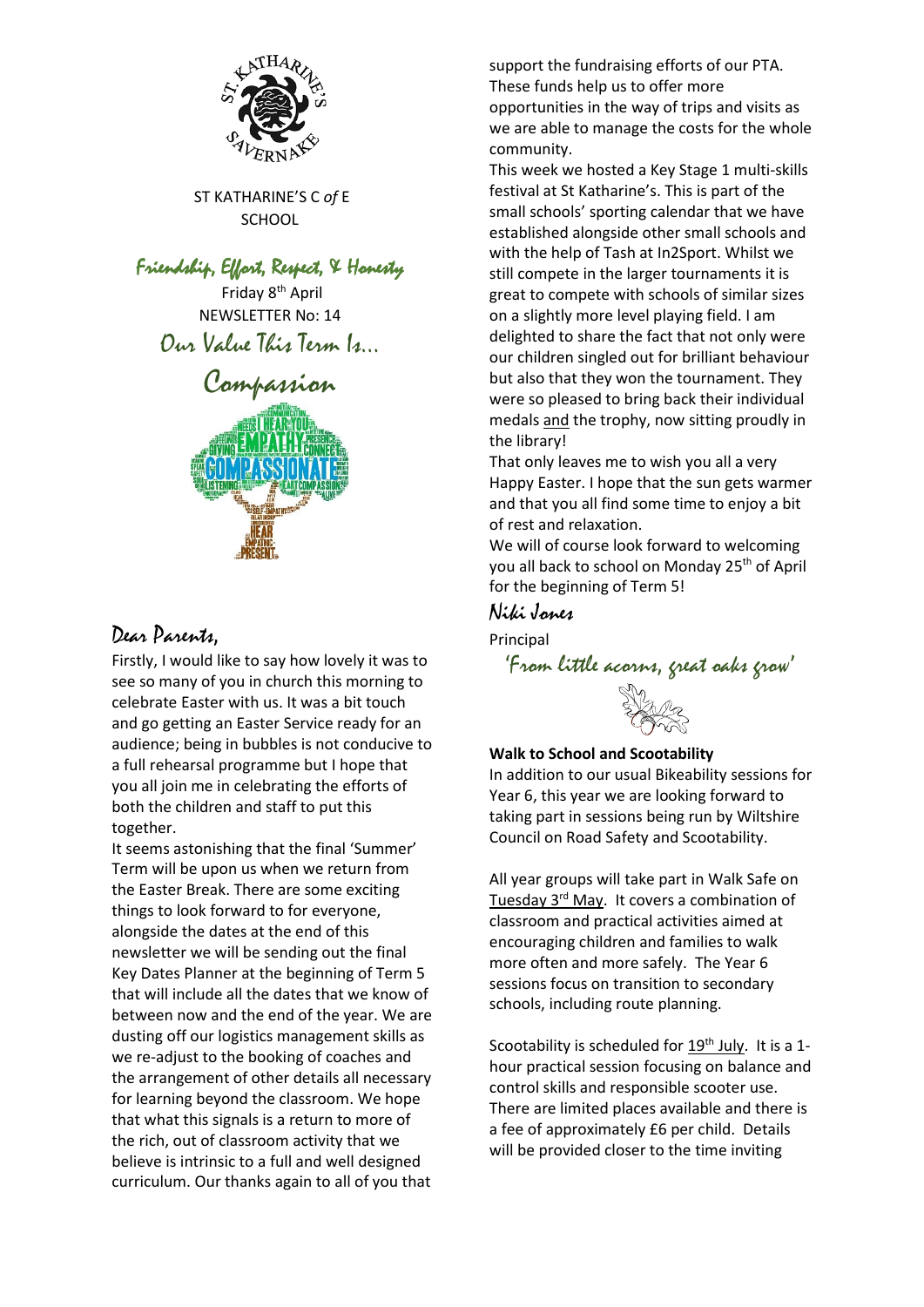ST KATHARINE'S C *of* E SCHOOL

## *Friendship, Effort, Respect, & Honesty*

Friday 8th April

NEWSLETTER No: 14

## *Our Value This Term Is…*

## *Compassion*

## *Dear Parents,*

Firstly, I would like to say how lovely it was to see so many of you in church this morning to celebrate Easter with us. It was a bit touch and go getting an Easter Service ready for an audience; being in bubbles is not conducive to a full rehearsal programme but I hope that you all join me in celebrating the efforts of both the children and staff to put this together.

It seems astonishing that the final 'Summer' Term will be upon us when we return from the Easter Break. There are some exciting things to look forward to for everyone, alongside the dates at the end of this newsletter we will be sending out the final Key Dates Planner at the beginning of Term 5 that will include all the dates that we know of between now and the end of the year. We are dusting off our logistics management skills as we re-adjust to the booking of coaches and the arrangement of other details all necessary for learning beyond the classroom. We hope that what this signals is a return to more of the rich, out of classroom activity that we believe is intrinsic to a full and well designed curriculum. Our thanks again to all of you that support the fundraising efforts of our PTA. These funds help us to offer more opportunities in the way of trips and visits as we are able to manage the costs for the whole community.

This week we hosted a Key Stage 1 multi-skills festival at St Katharine's. This is part of the small schools' sporting calendar that we have established alongside other small schools and with the help of Tash at In2Sport. Whilst we still compete in the larger tournaments it is great to compete with schools of similar sizes on a slightly more level playing field. I am delighted to share the fact that not only were our children singled out for brilliant behaviour but also that they won the tournament. They were so pleased to bring back their individual medals and the trophy, now sitting proudly in the library!

That only leaves me to wish you all a very Happy Easter. I hope that the sun gets warmer and that you all find some time to enjoy a bit of rest and relaxation.

We will of course look forward to welcoming you all back to school on Monday 25th of April for the beginning of Term 5!

*Niki Jones*

Principal

*'From little acorns, great oaks grow'*

**Walk to School and Scootability**

In addition to our usual Bikeability sessions for Year 6, this year we are looking forward to taking part in sessions being run by Wiltshire Council on Road Safety and Scootability.

All year groups will take part in Walk Safe on Tuesday 3rd May. It covers a combination of classroom and practical activities aimed at encouraging children and families to walk more often and more safely. The Year 6 sessions focus on transition to secondary schools, including route planning.

Scootability is scheduled for 19th July. It is a 1-hour practical session focusing on balance and control skills and responsible scooter use. There are limited places available and there is a fee of approximately £6 per child. Details will be provided closer to the time inviting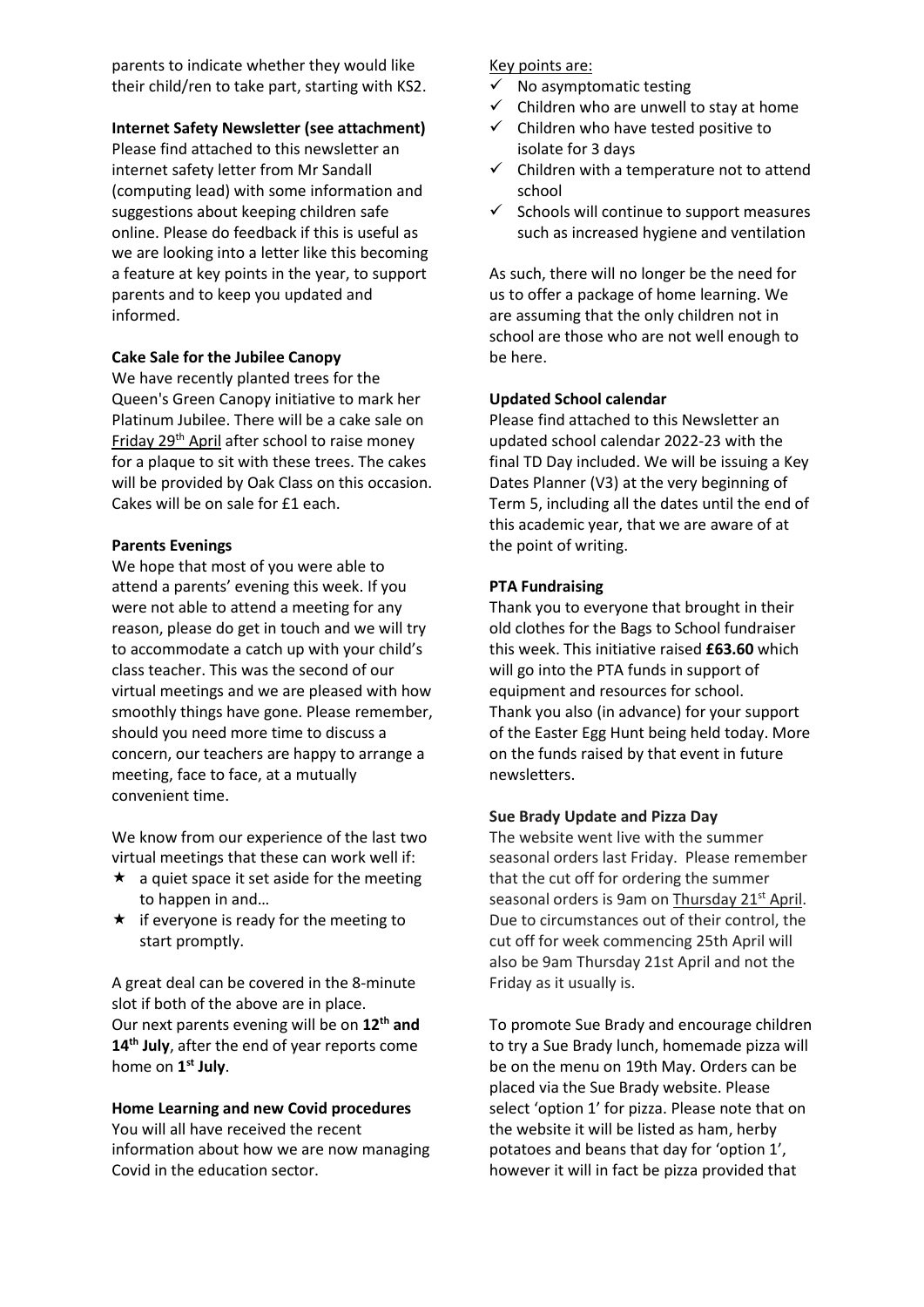parents to indicate whether they would like their child/ren to take part, starting with KS2.

**Internet Safety Newsletter (see attachment)**

Please find attached to this newsletter an internet safety letter from Mr Sandall (computing lead) with some information and suggestions about keeping children safe online. Please do feedback if this is useful as we are looking into a letter like this becoming a feature at key points in the year, to support parents and to keep you updated and informed.

**Cake Sale for the Jubilee Canopy**

We have recently planted trees for the Queen's Green Canopy initiative to mark her Platinum Jubilee. There will be a cake sale on Friday 29th April after school to raise money for a plaque to sit with these trees. The cakes will be provided by Oak Class on this occasion. Cakes will be on sale for £1 each.

**Parents Evenings**

We hope that most of you were able to attend a parents' evening this week. If you were not able to attend a meeting for any reason, please do get in touch and we will try to accommodate a catch up with your child's class teacher. This was the second of our virtual meetings and we are pleased with how smoothly things have gone. Please remember, should you need more time to discuss a concern, our teachers are happy to arrange a meeting, face to face, at a mutually convenient time.

We know from our experience of the last two virtual meetings that these can work well if:

- a quiet space it set aside for the meeting to happen in and…
- if everyone is ready for the meeting to start promptly.

A great deal can be covered in the 8-minute slot if both of the above are in place.
Our next parents evening will be on **12th and 14th July**, after the end of year reports come home on **1st July**.

**Home Learning and new Covid procedures**

You will all have received the recent information about how we are now managing Covid in the education sector.

Key points are:

- ✓ No asymptomatic testing
- ✓ Children who are unwell to stay at home
- ✓ Children who have tested positive to isolate for 3 days
- ✓ Children with a temperature not to attend school
- ✓ Schools will continue to support measures such as increased hygiene and ventilation

As such, there will no longer be the need for us to offer a package of home learning. We are assuming that the only children not in school are those who are not well enough to be here.

**Updated School calendar**

Please find attached to this Newsletter an updated school calendar 2022-23 with the final TD Day included. We will be issuing a Key Dates Planner (V3) at the very beginning of Term 5, including all the dates until the end of this academic year, that we are aware of at the point of writing.

**PTA Fundraising**

Thank you to everyone that brought in their old clothes for the Bags to School fundraiser this week. This initiative raised **£63.60** which will go into the PTA funds in support of equipment and resources for school.
Thank you also (in advance) for your support of the Easter Egg Hunt being held today. More on the funds raised by that event in future newsletters.

**Sue Brady Update and Pizza Day**

The website went live with the summer seasonal orders last Friday. Please remember that the cut off for ordering the summer seasonal orders is 9am on Thursday 21st April. Due to circumstances out of their control, the cut off for week commencing 25th April will also be 9am Thursday 21st April and not the Friday as it usually is.

To promote Sue Brady and encourage children to try a Sue Brady lunch, homemade pizza will be on the menu on 19th May. Orders can be placed via the Sue Brady website. Please select 'option 1' for pizza. Please note that on the website it will be listed as ham, herby potatoes and beans that day for 'option 1', however it will in fact be pizza provided that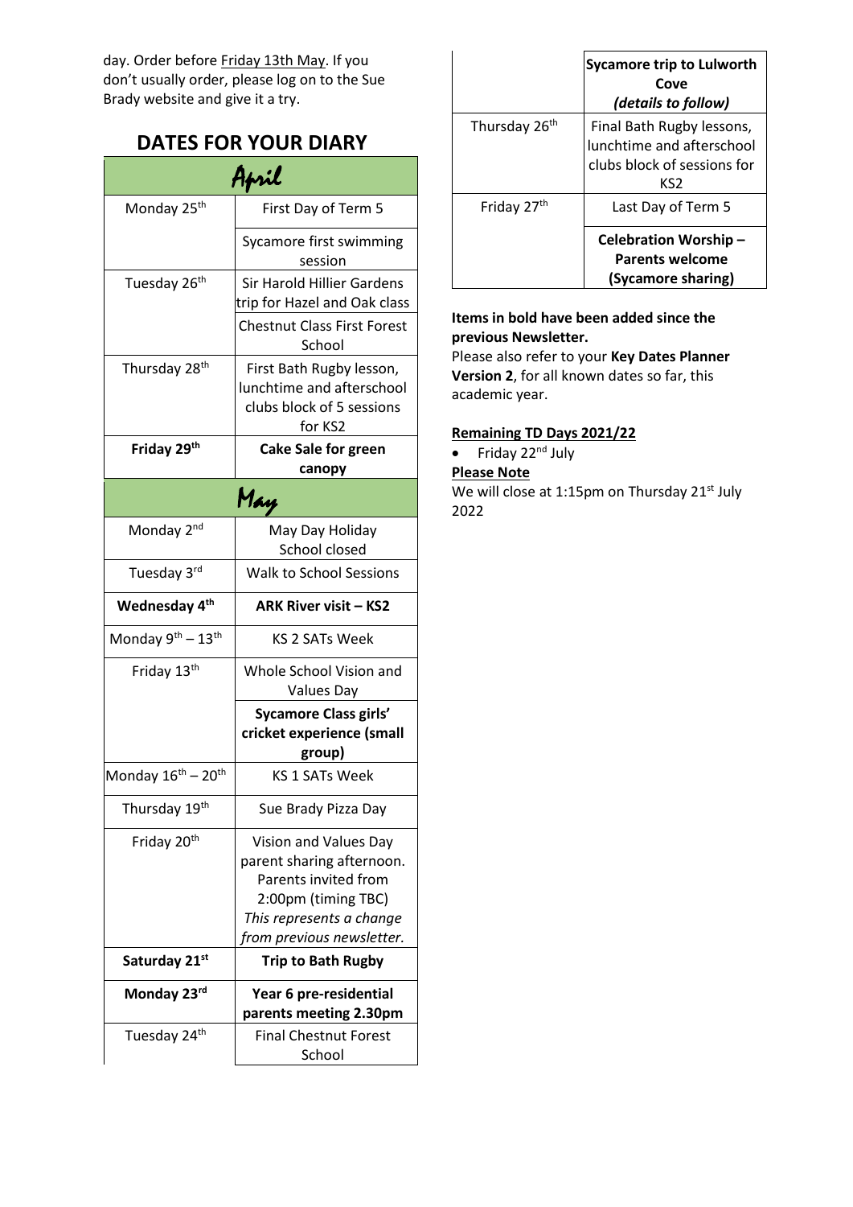day. Order before Friday 13th May. If you don't usually order, please log on to the Sue Brady website and give it a try.

## DATES FOR YOUR DIARY

| April | |
|---|---|
| Monday 25th | First Day of Term 5 |
| | Sycamore first swimming session |
| Tuesday 26th | Sir Harold Hillier Gardens trip for Hazel and Oak class |
| | Chestnut Class First Forest School |
| Thursday 28th | First Bath Rugby lesson, lunchtime and afterschool clubs block of 5 sessions for KS2 |
| **Friday 29th** | **Cake Sale for green canopy** |
| **May** | |
| Monday 2nd | May Day Holiday School closed |
| Tuesday 3rd | Walk to School Sessions |
| **Wednesday 4th** | **ARK River visit – KS2** |
| Monday 9th – 13th | KS 2 SATs Week |
| Friday 13th | Whole School Vision and Values Day |
| | **Sycamore Class girls' cricket experience (small group)** |
| Monday 16th – 20th | KS 1 SATs Week |
| Thursday 19th | Sue Brady Pizza Day |
| Friday 20th | Vision and Values Day parent sharing afternoon. Parents invited from 2:00pm (timing TBC) *This represents a change from previous newsletter.* |
| **Saturday 21st** | **Trip to Bath Rugby** |
| **Monday 23rd** | **Year 6 pre-residential parents meeting 2.30pm** |
| Tuesday 24th | Final Chestnut Forest School |
| | **Sycamore trip to Lulworth Cove** ***(details to follow)*** |
| Thursday 26th | Final Bath Rugby lessons, lunchtime and afterschool clubs block of sessions for KS2 |
| Friday 27th | Last Day of Term 5 |
| | **Celebration Worship – Parents welcome (Sycamore sharing)** |

**Items in bold have been added since the previous Newsletter.**

Please also refer to your **Key Dates Planner Version 2**, for all known dates so far, this academic year.

**Remaining TD Days 2021/22**

- Friday 22nd July

**Please Note**

We will close at 1:15pm on Thursday 21st July 2022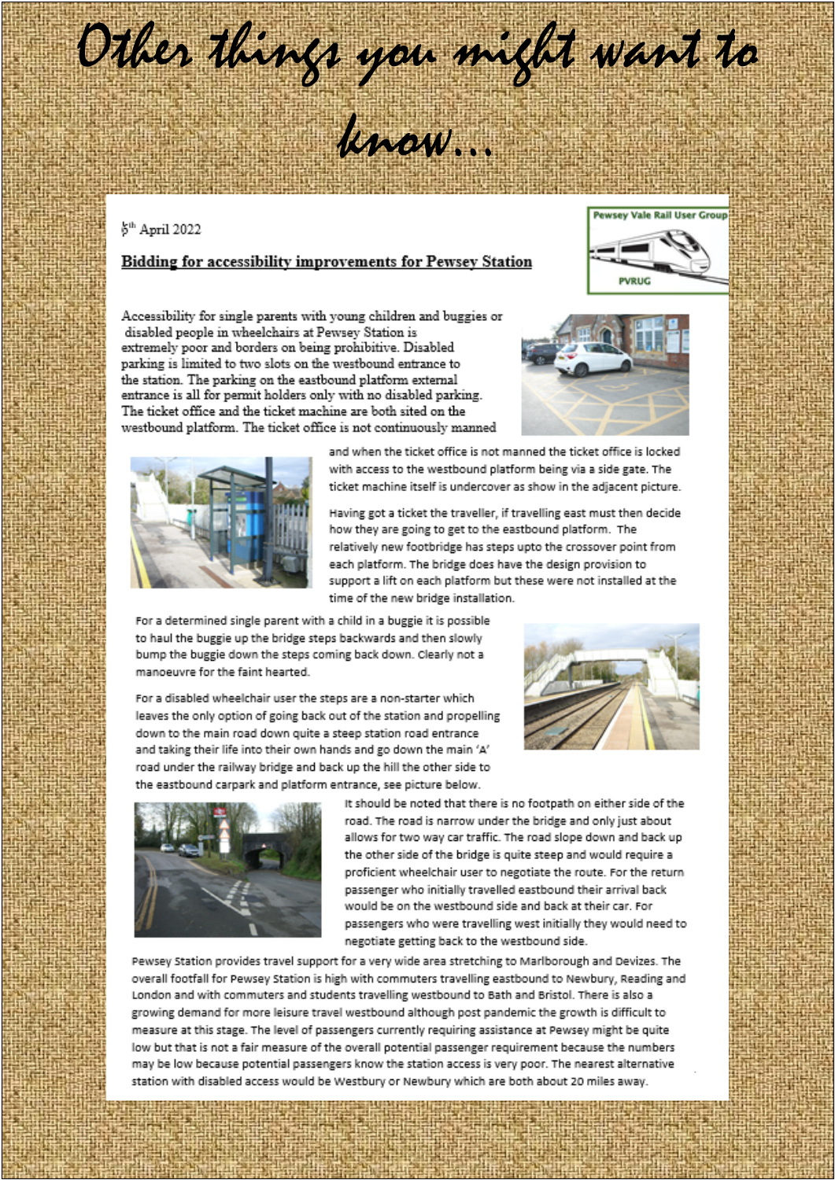# Other things you might want to know...

5th April 2022

Pewsey Vale Rail User Group

PVRUG

**Bidding for accessibility improvements for Pewsey Station**

Accessibility for single parents with young children and buggies or disabled people in wheelchairs at Pewsey Station is extremely poor and borders on being prohibitive. Disabled parking is limited to two slots on the westbound entrance to the station. The parking on the eastbound platform external entrance is all for permit holders only with no disabled parking. The ticket office and the ticket machine are both sited on the westbound platform. The ticket office is not continuously manned and when the ticket office is not manned the ticket office is locked with access to the westbound platform being via a side gate. The ticket machine itself is undercover as show in the adjacent picture.

Having got a ticket the traveller, if travelling east must then decide how they are going to get to the eastbound platform. The relatively new footbridge has steps upto the crossover point from each platform. The bridge does have the design provision to support a lift on each platform but these were not installed at the time of the new bridge installation.

For a determined single parent with a child in a buggie it is possible to haul the buggie up the bridge steps backwards and then slowly bump the buggie down the steps coming back down. Clearly not a manoeuvre for the faint hearted.

For a disabled wheelchair user the steps are a non-starter which leaves the only option of going back out of the station and propelling down to the main road down quite a steep station road entrance and taking their life into their own hands and go down the main 'A' road under the railway bridge and back up the hill the other side to the eastbound carpark and platform entrance, see picture below.

It should be noted that there is no footpath on either side of the road. The road is narrow under the bridge and only just about allows for two way car traffic. The road slope down and back up the other side of the bridge is quite steep and would require a proficient wheelchair user to negotiate the route. For the return passenger who initially travelled eastbound their arrival back would be on the westbound side and back at their car. For passengers who were travelling west initially they would need to negotiate getting back to the westbound side.

Pewsey Station provides travel support for a very wide area stretching to Marlborough and Devizes. The overall footfall for Pewsey Station is high with commuters travelling eastbound to Newbury, Reading and London and with commuters and students travelling westbound to Bath and Bristol. There is also a growing demand for more leisure travel westbound although post pandemic the growth is difficult to measure at this stage. The level of passengers currently requiring assistance at Pewsey might be quite low but that is not a fair measure of the overall potential passenger requirement because the numbers may be low because potential passengers know the station access is very poor. The nearest alternative station with disabled access would be Westbury or Newbury which are both about 20 miles away.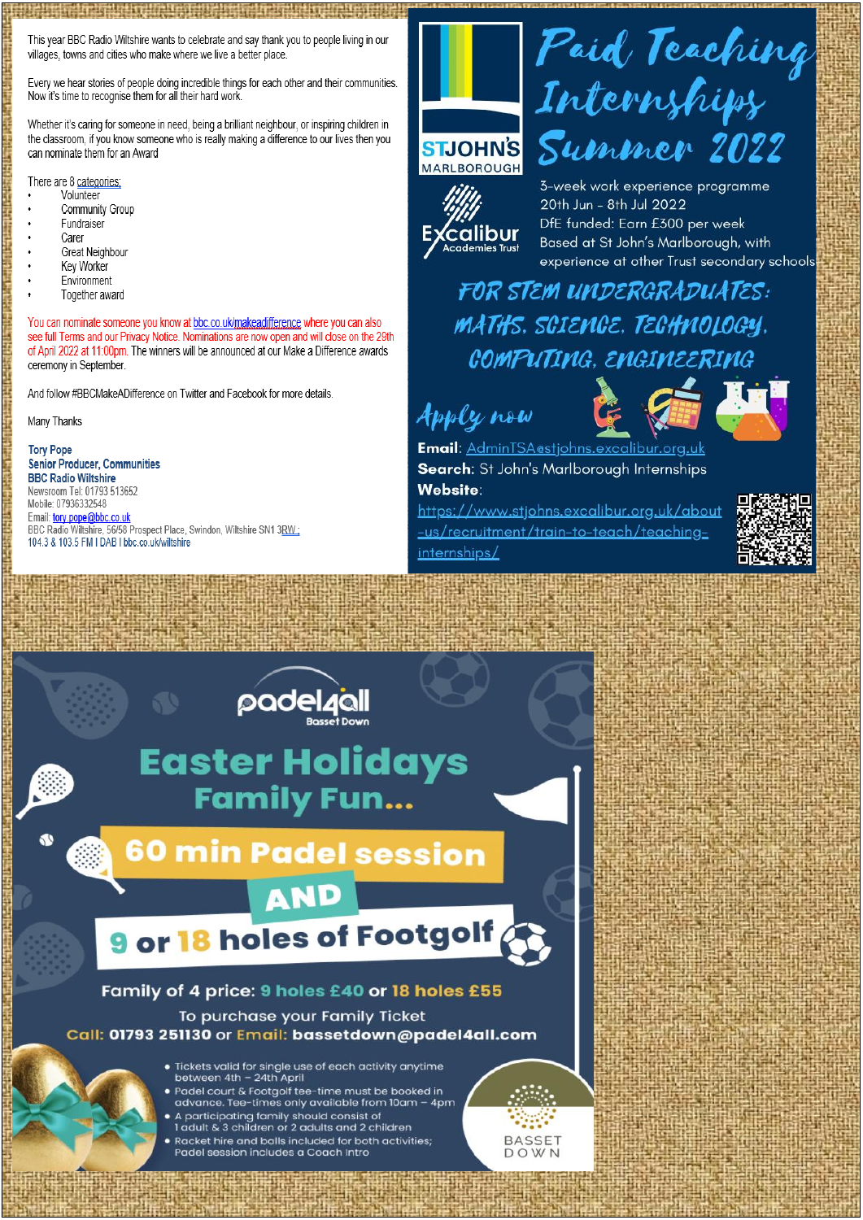This year BBC Radio Wiltshire wants to celebrate and say thank you to people living in our villages, towns and cities who make where we live a better place.

Every we hear stories of people doing incredible things for each other and their communities. Now it's time to recognise them for all their hard work.

Whether it's caring for someone in need, being a brilliant neighbour, or inspiring children in the classroom, if you know someone who is really making a difference to our lives then you can nominate them for an Award

There are 8 categories:

- Volunteer
- Community Group
- Fundraiser
- Carer
- Great Neighbour
- Key Worker
- Environment
- Together award

You can nominate someone you know at bbc.co.uk/makeadifference where you can also see full Terms and our Privacy Notice. Nominations are now open and will close on the 29th of April 2022 at 11:00pm. The winners will be announced at our Make a Difference awards ceremony in September.

And follow #BBCMakeADifference on Twitter and Facebook for more details.

Many Thanks

**Tory Pope**
**Senior Producer, Communities**
**BBC Radio Wiltshire**
Newsroom Tel: 01793 513652
Mobile: 07936332548
Email: tory.pope@bbc.co.uk
BBC Radio Wiltshire, 56/58 Prospect Place, Swindon, Wiltshire SN1 3RW ;
104.3 & 103.5 FM I DAB I bbc.co.uk/wiltshire

---

ST JOHN'S MARLBOROUGH

Excalibur Academies Trust

# Paid Teaching Internships Summer 2022

3-week work experience programme
20th Jun – 8th Jul 2022
DfE funded: Earn £300 per week
Based at St John's Marlborough, with experience at other Trust secondary schools

## FOR STEM UNDERGRADUATES: MATHS, SCIENCE, TECHNOLOGY, COMPUTING, ENGINEERING

**Apply now**

**Email**: AdminTSA@stjohns.excalibur.org.uk
**Search**: St John's Marlborough Internships
**Website**: https://www.stjohns.excalibur.org.uk/about-us/recruitment/train-to-teach/teaching-internships/

---

padel4all Basset Down

# Easter Holidays Family Fun...

## 60 min Padel session AND 9 or 18 holes of Footgolf

**Family of 4 price: 9 holes £40 or 18 holes £55**

To purchase your Family Ticket
**Call: 01793 251130 or Email: bassetdown@padel4all.com**

- Tickets valid for single use of each activity anytime between 4th – 24th April
- Padel court & Footgolf tee-time must be booked in advance. Tee-times only available from 10am – 4pm
- A participating family should consist of 1 adult & 3 children or 2 adults and 2 children
- Racket hire and balls included for both activities; Padel session includes a Coach Intro

BASSET DOWN